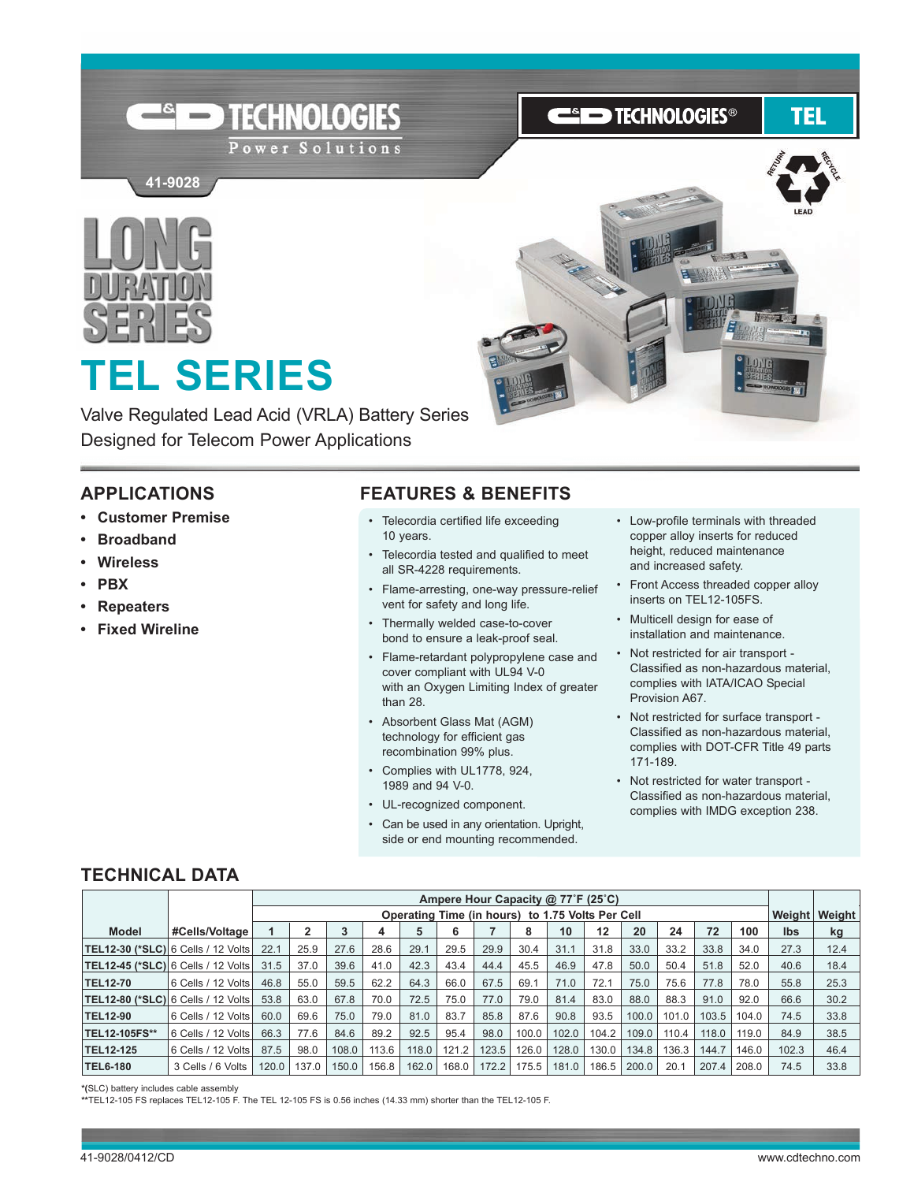C&D TECHNOLOGIES Power Solutions

41-9028

C&D TECHNOLOGIES® TEL

RETURN RECYCLE LEAD

LONG DURATION SERIES

# TEL SERIES

Valve Regulated Lead Acid (VRLA) Battery Series
Designed for Telecom Power Applications

## APPLICATIONS

- **Customer Premise**
- **Broadband**
- **Wireless**
- **PBX**
- **Repeaters**
- **Fixed Wireline**

## FEATURES & BENEFITS

- Telecordia certified life exceeding 10 years.
- Telecordia tested and qualified to meet all SR-4228 requirements.
- Flame-arresting, one-way pressure-relief vent for safety and long life.
- Thermally welded case-to-cover bond to ensure a leak-proof seal.
- Flame-retardant polypropylene case and cover compliant with UL94 V-0 with an Oxygen Limiting Index of greater than 28.
- Absorbent Glass Mat (AGM) technology for efficient gas recombination 99% plus.
- Complies with UL1778, 924, 1989 and 94 V-0.
- UL-recognized component.
- Can be used in any orientation. Upright, side or end mounting recommended.
- Low-profile terminals with threaded copper alloy inserts for reduced height, reduced maintenance and increased safety.
- Front Access threaded copper alloy inserts on TEL12-105FS.
- Multicell design for ease of installation and maintenance.
- Not restricted for air transport - Classified as non-hazardous material, complies with IATA/ICAO Special Provision A67.
- Not restricted for surface transport - Classified as non-hazardous material, complies with DOT-CFR Title 49 parts 171-189.
- Not restricted for water transport - Classified as non-hazardous material, complies with IMDG exception 238.

## TECHNICAL DATA

| | | Ampere Hour Capacity @ 77˚F (25˚C) | | | | | | | | | | | | | | | Weight | Weight |
|---|---|---|---|---|---|---|---|---|---|---|---|---|---|---|---|---|---|---|
| | | Operating Time (in hours) to 1.75 Volts Per Cell | | | | | | | | | | | | | | | | |
| **Model** | **#Cells/Voltage** | **1** | **2** | **3** | **4** | **5** | **6** | **7** | **8** | **10** | **12** | **20** | **24** | **72** | **100** | | **lbs** | **kg** |
| **TEL12-30 (*SLC)** | 6 Cells / 12 Volts | 22.1 | 25.9 | 27.6 | 28.6 | 29.1 | 29.5 | 29.9 | 30.4 | 31.1 | 31.8 | 33.0 | 33.2 | 33.8 | 34.0 | | 27.3 | 12.4 |
| **TEL12-45 (*SLC)** | 6 Cells / 12 Volts | 31.5 | 37.0 | 39.6 | 41.0 | 42.3 | 43.4 | 44.4 | 45.5 | 46.9 | 47.8 | 50.0 | 50.4 | 51.8 | 52.0 | | 40.6 | 18.4 |
| **TEL12-70** | 6 Cells / 12 Volts | 46.8 | 55.0 | 59.5 | 62.2 | 64.3 | 66.0 | 67.5 | 69.1 | 71.0 | 72.1 | 75.0 | 75.6 | 77.8 | 78.0 | | 55.8 | 25.3 |
| **TEL12-80 (*SLC)** | 6 Cells / 12 Volts | 53.8 | 63.0 | 67.8 | 70.0 | 72.5 | 75.0 | 77.0 | 79.0 | 81.4 | 83.0 | 88.0 | 88.3 | 91.0 | 92.0 | | 66.6 | 30.2 |
| **TEL12-90** | 6 Cells / 12 Volts | 60.0 | 69.6 | 75.0 | 79.0 | 81.0 | 83.7 | 85.8 | 87.6 | 90.8 | 93.5 | 100.0 | 101.0 | 103.5 | 104.0 | | 74.5 | 33.8 |
| **TEL12-105FS**** | 6 Cells / 12 Volts | 66.3 | 77.6 | 84.6 | 89.2 | 92.5 | 95.4 | 98.0 | 100.0 | 102.0 | 104.2 | 109.0 | 110.4 | 118.0 | 119.0 | | 84.9 | 38.5 |
| **TEL12-125** | 6 Cells / 12 Volts | 87.5 | 98.0 | 108.0 | 113.6 | 118.0 | 121.2 | 123.5 | 126.0 | 128.0 | 130.0 | 134.8 | 136.3 | 144.7 | 146.0 | | 102.3 | 46.4 |
| **TEL6-180** | 3 Cells / 6 Volts | 120.0 | 137.0 | 150.0 | 156.8 | 162.0 | 168.0 | 172.2 | 175.5 | 181.0 | 186.5 | 200.0 | 20.1 | 207.4 | 208.0 | | 74.5 | 33.8 |

*(SLC) battery includes cable assembly

**TEL12-105 FS replaces TEL12-105 F. The TEL 12-105 FS is 0.56 inches (14.33 mm) shorter than the TEL12-105 F.

41-9028/0412/CD

www.cdtechno.com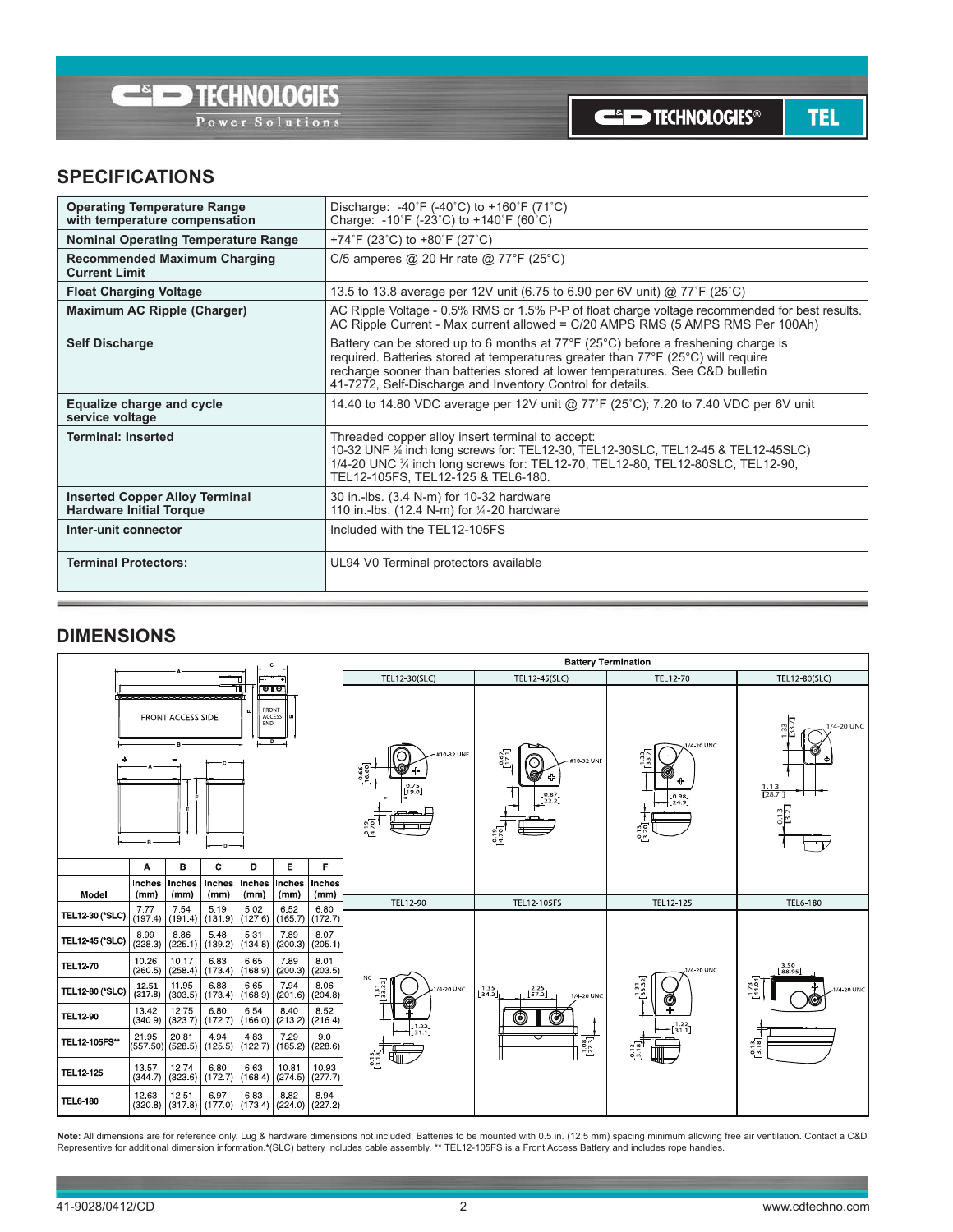## SPECIFICATIONS

| | |
|---|---|
| **Operating Temperature Range with temperature compensation** | Discharge: -40˚F (-40˚C) to +160˚F (71˚C)<br>Charge: -10˚F (-23˚C) to +140˚F (60˚C) |
| **Nominal Operating Temperature Range** | +74˚F (23˚C) to +80˚F (27˚C) |
| **Recommended Maximum Charging Current Limit** | C/5 amperes @ 20 Hr rate @ 77°F (25°C) |
| **Float Charging Voltage** | 13.5 to 13.8 average per 12V unit (6.75 to 6.90 per 6V unit) @ 77˚F (25˚C) |
| **Maximum AC Ripple (Charger)** | AC Ripple Voltage - 0.5% RMS or 1.5% P-P of float charge voltage recommended for best results.<br>AC Ripple Current - Max current allowed = C/20 AMPS RMS (5 AMPS RMS Per 100Ah) |
| **Self Discharge** | Battery can be stored up to 6 months at 77°F (25°C) before a freshening charge is required. Batteries stored at temperatures greater than 77°F (25°C) will require recharge sooner than batteries stored at lower temperatures. See C&D bulletin 41-7272, Self-Discharge and Inventory Control for details. |
| **Equalize charge and cycle service voltage** | 14.40 to 14.80 VDC average per 12V unit @ 77˚F (25˚C); 7.20 to 7.40 VDC per 6V unit |
| **Terminal: Inserted** | Threaded copper alloy insert terminal to accept:<br>10-32 UNF ⅜ inch long screws for: TEL12-30, TEL12-30SLC, TEL12-45 & TEL12-45SLC)<br>1/4-20 UNC ¾ inch long screws for: TEL12-70, TEL12-80, TEL12-80SLC, TEL12-90, TEL12-105FS, TEL12-125 & TEL6-180. |
| **Inserted Copper Alloy Terminal Hardware Initial Torque** | 30 in.-lbs. (3.4 N-m) for 10-32 hardware<br>110 in.-lbs. (12.4 N-m) for ¼-20 hardware |
| **Inter-unit connector** | Included with the TEL12-105FS |
| **Terminal Protectors:** | UL94 V0 Terminal protectors available |

## DIMENSIONS

| Model | A Inches (mm) | B Inches (mm) | C Inches (mm) | D Inches (mm) | E Inches (mm) | F Inches (mm) |
|---|---|---|---|---|---|---|
| TEL12-30 (*SLC) | 7.77 (197.4) | 7.54 (191.4) | 5.19 (131.9) | 5.02 (127.6) | 6.52 (165.7) | 6.80 (172.7) |
| TEL12-45 (*SLC) | 8.99 (228.3) | 8.86 (225.1) | 5.48 (139.2) | 5.31 (134.8) | 7.89 (200.3) | 8.07 (205.1) |
| TEL12-70 | 10.26 (260.5) | 10.17 (258.4) | 6.83 (173.4) | 6.65 (168.9) | 7.89 (200.3) | 8.01 (203.5) |
| TEL12-80 (*SLC) | 12.51 (317.8) | 11.95 (303.5) | 6.83 (173.4) | 6.65 (168.9) | 7.94 (201.6) | 8.06 (204.8) |
| TEL12-90 | 13.42 (340.9) | 12.75 (323.7) | 6.80 (172.7) | 6.54 (166.0) | 8.40 (213.2) | 8.52 (216.4) |
| TEL12-105FS** | 21.95 (557.50) | 20.81 (528.5) | 4.94 (125.5) | 4.83 (122.7) | 7.29 (185.2) | 9.0 (228.6) |
| TEL12-125 | 13.57 (344.7) | 12.74 (323.6) | 6.80 (172.7) | 6.63 (168.4) | 10.81 (274.5) | 10.93 (277.7) |
| TEL6-180 | 12.63 (320.8) | 12.51 (317.8) | 6.97 (177.0) | 6.83 (173.4) | 8.82 (224.0) | 8.94 (227.2) |

Battery Termination: TEL12-30(SLC), TEL12-45(SLC), TEL12-70, TEL12-80(SLC), TEL12-90, TEL12-105FS, TEL12-125, TEL6-180

**Note:** All dimensions are for reference only. Lug & hardware dimensions not included. Batteries to be mounted with 0.5 in. (12.5 mm) spacing minimum allowing free air ventilation. Contact a C&D Representive for additional dimension information.*(SLC) battery includes cable assembly. ** TEL12-105FS is a Front Access Battery and includes rope handles.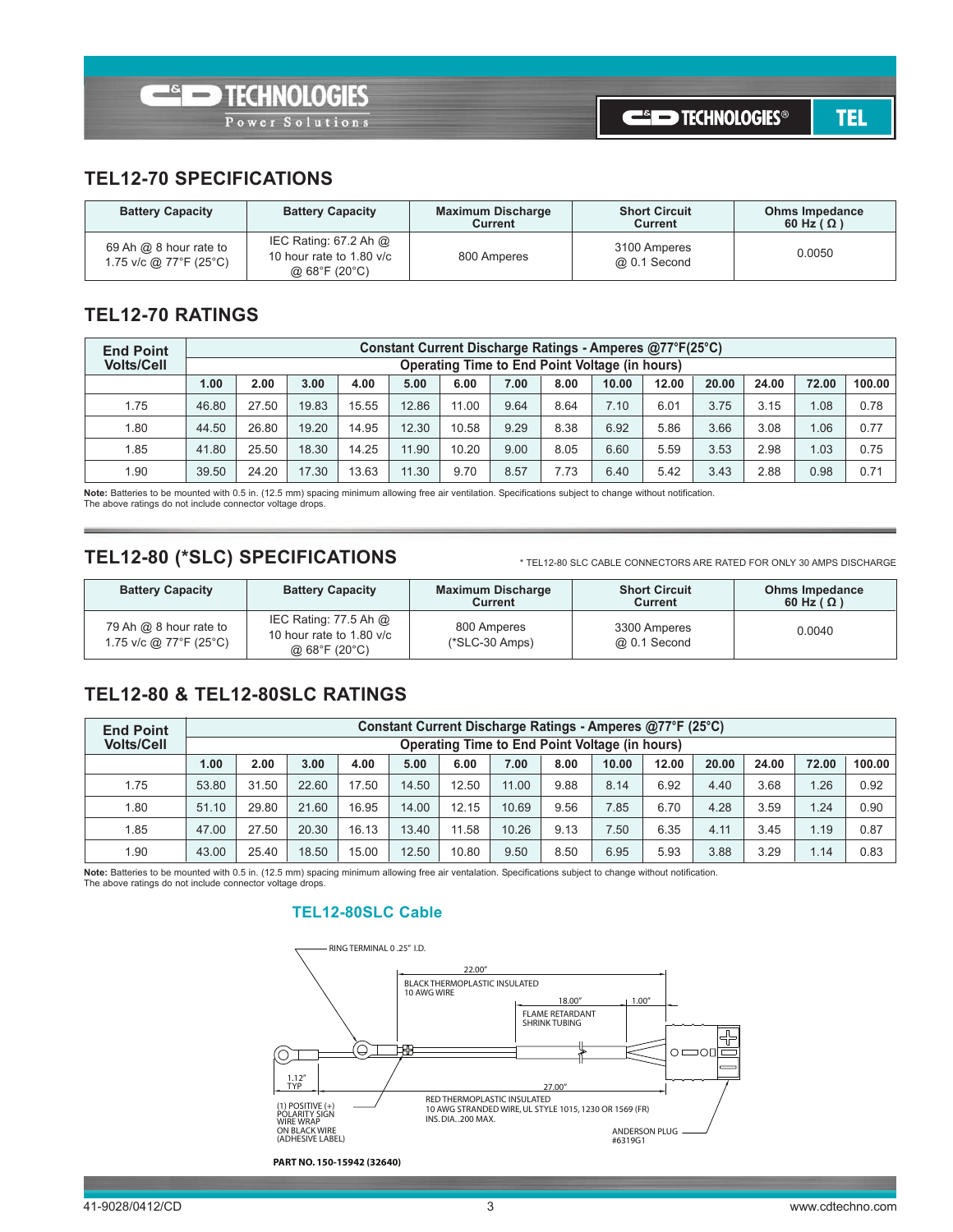## TEL12-70 SPECIFICATIONS

| Battery Capacity | Battery Capacity | Maximum Discharge Current | Short Circuit Current | Ohms Impedance 60 Hz ( Ω ) |
|---|---|---|---|---|
| 69 Ah @ 8 hour rate to 1.75 v/c @ 77°F (25°C) | IEC Rating: 67.2 Ah @ 10 hour rate to 1.80 v/c @ 68°F (20°C) | 800 Amperes | 3100 Amperes @ 0.1 Second | 0.0050 |

## TEL12-70 RATINGS

| End Point Volts/Cell | Constant Current Discharge Ratings - Amperes @77°F(25°C) Operating Time to End Point Voltage (in hours) | | | | | | | | | | | | | |
|---|---|---|---|---|---|---|---|---|---|---|---|---|---|---|
| | 1.00 | 2.00 | 3.00 | 4.00 | 5.00 | 6.00 | 7.00 | 8.00 | 10.00 | 12.00 | 20.00 | 24.00 | 72.00 | 100.00 |
| 1.75 | 46.80 | 27.50 | 19.83 | 15.55 | 12.86 | 11.00 | 9.64 | 8.64 | 7.10 | 6.01 | 3.75 | 3.15 | 1.08 | 0.78 |
| 1.80 | 44.50 | 26.80 | 19.20 | 14.95 | 12.30 | 10.58 | 9.29 | 8.38 | 6.92 | 5.86 | 3.66 | 3.08 | 1.06 | 0.77 |
| 1.85 | 41.80 | 25.50 | 18.30 | 14.25 | 11.90 | 10.20 | 9.00 | 8.05 | 6.60 | 5.59 | 3.53 | 2.98 | 1.03 | 0.75 |
| 1.90 | 39.50 | 24.20 | 17.30 | 13.63 | 11.30 | 9.70 | 8.57 | 7.73 | 6.40 | 5.42 | 3.43 | 2.88 | 0.98 | 0.71 |

**Note:** Batteries to be mounted with 0.5 in. (12.5 mm) spacing minimum allowing free air ventilation. Specifications subject to change without notification.
The above ratings do not include connector voltage drops.

## TEL12-80 (*SLC) SPECIFICATIONS

* TEL12-80 SLC CABLE CONNECTORS ARE RATED FOR ONLY 30 AMPS DISCHARGE

| Battery Capacity | Battery Capacity | Maximum Discharge Current | Short Circuit Current | Ohms Impedance 60 Hz ( Ω ) |
|---|---|---|---|---|
| 79 Ah @ 8 hour rate to 1.75 v/c @ 77°F (25°C) | IEC Rating: 77.5 Ah @ 10 hour rate to 1.80 v/c @ 68°F (20°C) | 800 Amperes (*SLC-30 Amps) | 3300 Amperes @ 0.1 Second | 0.0040 |

## TEL12-80 & TEL12-80SLC RATINGS

| End Point Volts/Cell | Constant Current Discharge Ratings - Amperes @77°F (25°C) Operating Time to End Point Voltage (in hours) | | | | | | | | | | | | | |
|---|---|---|---|---|---|---|---|---|---|---|---|---|---|---|
| | 1.00 | 2.00 | 3.00 | 4.00 | 5.00 | 6.00 | 7.00 | 8.00 | 10.00 | 12.00 | 20.00 | 24.00 | 72.00 | 100.00 |
| 1.75 | 53.80 | 31.50 | 22.60 | 17.50 | 14.50 | 12.50 | 11.00 | 9.88 | 8.14 | 6.92 | 4.40 | 3.68 | 1.26 | 0.92 |
| 1.80 | 51.10 | 29.80 | 21.60 | 16.95 | 14.00 | 12.15 | 10.69 | 9.56 | 7.85 | 6.70 | 4.28 | 3.59 | 1.24 | 0.90 |
| 1.85 | 47.00 | 27.50 | 20.30 | 16.13 | 13.40 | 11.58 | 10.26 | 9.13 | 7.50 | 6.35 | 4.11 | 3.45 | 1.19 | 0.87 |
| 1.90 | 43.00 | 25.40 | 18.50 | 15.00 | 12.50 | 10.80 | 9.50 | 8.50 | 6.95 | 5.93 | 3.88 | 3.29 | 1.14 | 0.83 |

**Note:** Batteries to be mounted with 0.5 in. (12.5 mm) spacing minimum allowing free air ventalation. Specifications subject to change without notification.
The above ratings do not include connector voltage drops.

### TEL12-80SLC Cable

RING TERMINAL 0 .25" I.D.

22.00"

BLACK THERMOPLASTIC INSULATED 10 AWG WIRE

18.00" 1.00"

FLAME RETARDANT SHRINK TUBING

1.12" TYP

27.00"

(1) POSITIVE (+) POLARITY SIGN WIRE WRAP ON BLACK WIRE (ADHESIVE LABEL)

RED THERMOPLASTIC INSULATED 10 AWG STRANDED WIRE, UL STYLE 1015, 1230 OR 1569 (FR) INS. DIA. .200 MAX.

ANDERSON PLUG #6319G1

**PART NO. 150-15942 (32640)**

41-9028/0412/CD

www.cdtechno.com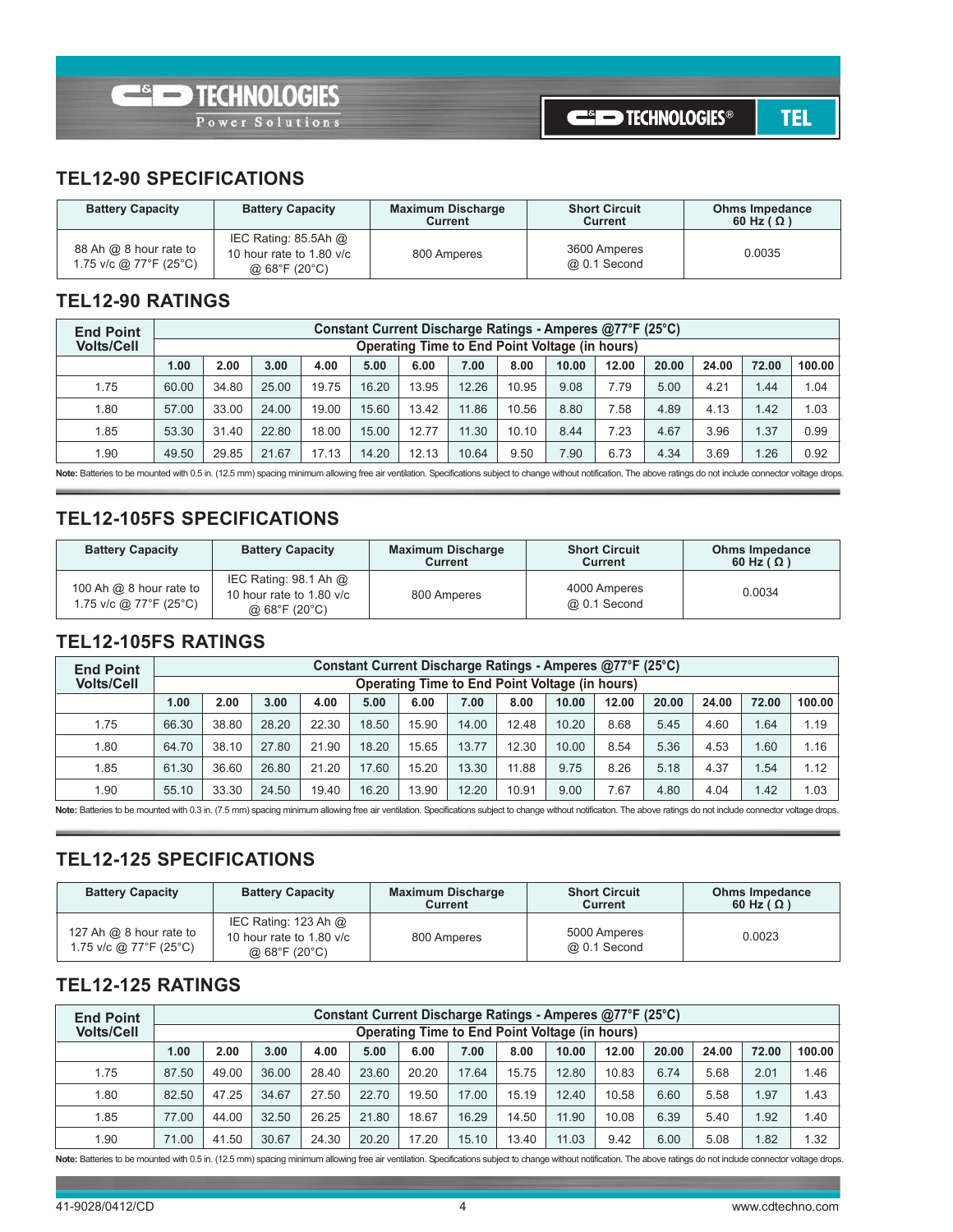## TEL12-90 SPECIFICATIONS

| Battery Capacity | Battery Capacity | Maximum Discharge Current | Short Circuit Current | Ohms Impedance 60 Hz ( Ω ) |
|---|---|---|---|---|
| 88 Ah @ 8 hour rate to 1.75 v/c @ 77°F (25°C) | IEC Rating: 85.5Ah @ 10 hour rate to 1.80 v/c @ 68°F (20°C) | 800 Amperes | 3600 Amperes @ 0.1 Second | 0.0035 |

## TEL12-90 RATINGS

| End Point Volts/Cell | Constant Current Discharge Ratings - Amperes @77°F (25°C) | | | | | | | | | | | | | |
|---|---|---|---|---|---|---|---|---|---|---|---|---|---|---|
| | Operating Time to End Point Voltage (in hours) | | | | | | | | | | | | | |
| | 1.00 | 2.00 | 3.00 | 4.00 | 5.00 | 6.00 | 7.00 | 8.00 | 10.00 | 12.00 | 20.00 | 24.00 | 72.00 | 100.00 |
| 1.75 | 60.00 | 34.80 | 25.00 | 19.75 | 16.20 | 13.95 | 12.26 | 10.95 | 9.08 | 7.79 | 5.00 | 4.21 | 1.44 | 1.04 |
| 1.80 | 57.00 | 33.00 | 24.00 | 19.00 | 15.60 | 13.42 | 11.86 | 10.56 | 8.80 | 7.58 | 4.89 | 4.13 | 1.42 | 1.03 |
| 1.85 | 53.30 | 31.40 | 22.80 | 18.00 | 15.00 | 12.77 | 11.30 | 10.10 | 8.44 | 7.23 | 4.67 | 3.96 | 1.37 | 0.99 |
| 1.90 | 49.50 | 29.85 | 21.67 | 17.13 | 14.20 | 12.13 | 10.64 | 9.50 | 7.90 | 6.73 | 4.34 | 3.69 | 1.26 | 0.92 |

**Note:** Batteries to be mounted with 0.5 in. (12.5 mm) spacing minimum allowing free air ventilation. Specifications subject to change without notification. The above ratings do not include connector voltage drops.

## TEL12-105FS SPECIFICATIONS

| Battery Capacity | Battery Capacity | Maximum Discharge Current | Short Circuit Current | Ohms Impedance 60 Hz ( Ω ) |
|---|---|---|---|---|
| 100 Ah @ 8 hour rate to 1.75 v/c @ 77°F (25°C) | IEC Rating: 98.1 Ah @ 10 hour rate to 1.80 v/c @ 68°F (20°C) | 800 Amperes | 4000 Amperes @ 0.1 Second | 0.0034 |

## TEL12-105FS RATINGS

| End Point Volts/Cell | Constant Current Discharge Ratings - Amperes @77°F (25°C) | | | | | | | | | | | | | |
|---|---|---|---|---|---|---|---|---|---|---|---|---|---|---|
| | Operating Time to End Point Voltage (in hours) | | | | | | | | | | | | | |
| | 1.00 | 2.00 | 3.00 | 4.00 | 5.00 | 6.00 | 7.00 | 8.00 | 10.00 | 12.00 | 20.00 | 24.00 | 72.00 | 100.00 |
| 1.75 | 66.30 | 38.80 | 28.20 | 22.30 | 18.50 | 15.90 | 14.00 | 12.48 | 10.20 | 8.68 | 5.45 | 4.60 | 1.64 | 1.19 |
| 1.80 | 64.70 | 38.10 | 27.80 | 21.90 | 18.20 | 15.65 | 13.77 | 12.30 | 10.00 | 8.54 | 5.36 | 4.53 | 1.60 | 1.16 |
| 1.85 | 61.30 | 36.60 | 26.80 | 21.20 | 17.60 | 15.20 | 13.30 | 11.88 | 9.75 | 8.26 | 5.18 | 4.37 | 1.54 | 1.12 |
| 1.90 | 55.10 | 33.30 | 24.50 | 19.40 | 16.20 | 13.90 | 12.20 | 10.91 | 9.00 | 7.67 | 4.80 | 4.04 | 1.42 | 1.03 |

**Note:** Batteries to be mounted with 0.3 in. (7.5 mm) spacing minimum allowing free air ventilation. Specifications subject to change without notification. The above ratings do not include connector voltage drops.

## TEL12-125 SPECIFICATIONS

| Battery Capacity | Battery Capacity | Maximum Discharge Current | Short Circuit Current | Ohms Impedance 60 Hz ( Ω ) |
|---|---|---|---|---|
| 127 Ah @ 8 hour rate to 1.75 v/c @ 77°F (25°C) | IEC Rating: 123 Ah @ 10 hour rate to 1.80 v/c @ 68°F (20°C) | 800 Amperes | 5000 Amperes @ 0.1 Second | 0.0023 |

## TEL12-125 RATINGS

| End Point Volts/Cell | Constant Current Discharge Ratings - Amperes @77°F (25°C) | | | | | | | | | | | | | |
|---|---|---|---|---|---|---|---|---|---|---|---|---|---|---|
| | Operating Time to End Point Voltage (in hours) | | | | | | | | | | | | | |
| | 1.00 | 2.00 | 3.00 | 4.00 | 5.00 | 6.00 | 7.00 | 8.00 | 10.00 | 12.00 | 20.00 | 24.00 | 72.00 | 100.00 |
| 1.75 | 87.50 | 49.00 | 36.00 | 28.40 | 23.60 | 20.20 | 17.64 | 15.75 | 12.80 | 10.83 | 6.74 | 5.68 | 2.01 | 1.46 |
| 1.80 | 82.50 | 47.25 | 34.67 | 27.50 | 22.70 | 19.50 | 17.00 | 15.19 | 12.40 | 10.58 | 6.60 | 5.58 | 1.97 | 1.43 |
| 1.85 | 77.00 | 44.00 | 32.50 | 26.25 | 21.80 | 18.67 | 16.29 | 14.50 | 11.90 | 10.08 | 6.39 | 5.40 | 1.92 | 1.40 |
| 1.90 | 71.00 | 41.50 | 30.67 | 24.30 | 20.20 | 17.20 | 15.10 | 13.40 | 11.03 | 9.42 | 6.00 | 5.08 | 1.82 | 1.32 |

**Note:** Batteries to be mounted with 0.5 in. (12.5 mm) spacing minimum allowing free air ventilation. Specifications subject to change without notification. The above ratings do not include connector voltage drops.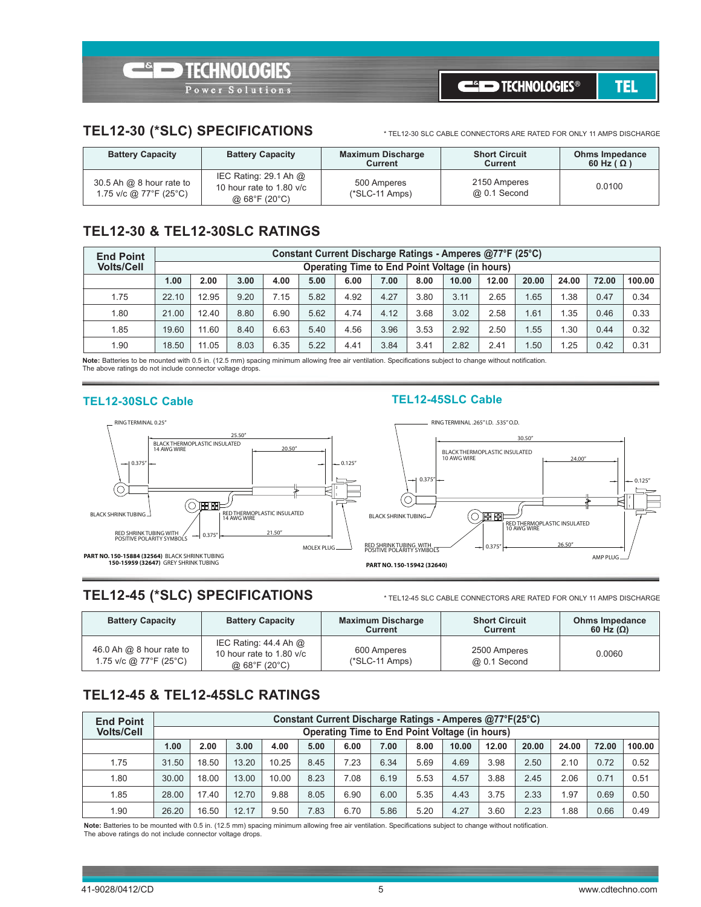## TEL12-30 (*SLC) SPECIFICATIONS

* TEL12-30 SLC CABLE CONNECTORS ARE RATED FOR ONLY 11 AMPS DISCHARGE

| Battery Capacity | Battery Capacity | Maximum Discharge Current | Short Circuit Current | Ohms Impedance 60 Hz ( Ω ) |
|---|---|---|---|---|
| 30.5 Ah @ 8 hour rate to 1.75 v/c @ 77°F (25°C) | IEC Rating: 29.1 Ah @ 10 hour rate to 1.80 v/c @ 68°F (20°C) | 500 Amperes (*SLC-11 Amps) | 2150 Amperes @ 0.1 Second | 0.0100 |

## TEL12-30 & TEL12-30SLC RATINGS

| End Point Volts/Cell | Constant Current Discharge Ratings - Amperes @77°F (25°C) Operating Time to End Point Voltage (in hours) | | | | | | | | | | | | | |
|---|---|---|---|---|---|---|---|---|---|---|---|---|---|---|
| | 1.00 | 2.00 | 3.00 | 4.00 | 5.00 | 6.00 | 7.00 | 8.00 | 10.00 | 12.00 | 20.00 | 24.00 | 72.00 | 100.00 |
| 1.75 | 22.10 | 12.95 | 9.20 | 7.15 | 5.82 | 4.92 | 4.27 | 3.80 | 3.11 | 2.65 | 1.65 | 1.38 | 0.47 | 0.34 |
| 1.80 | 21.00 | 12.40 | 8.80 | 6.90 | 5.62 | 4.74 | 4.12 | 3.68 | 3.02 | 2.58 | 1.61 | 1.35 | 0.46 | 0.33 |
| 1.85 | 19.60 | 11.60 | 8.40 | 6.63 | 5.40 | 4.56 | 3.96 | 3.53 | 2.92 | 2.50 | 1.55 | 1.30 | 0.44 | 0.32 |
| 1.90 | 18.50 | 11.05 | 8.03 | 6.35 | 5.22 | 4.41 | 3.84 | 3.41 | 2.82 | 2.41 | 1.50 | 1.25 | 0.42 | 0.31 |

**Note:** Batteries to be mounted with 0.5 in. (12.5 mm) spacing minimum allowing free air ventilation. Specifications subject to change without notification.
The above ratings do not include connector voltage drops.

### TEL12-30SLC Cable

RING TERMINAL 0.25"
BLACK THERMOPLASTIC INSULATED 14 AWG WIRE
25.50"
20.50"
0.375"
0.125"
BLACK SHRINK TUBING
RED THERMOPLASTIC INSULATED 14 AWG WIRE
RED SHRINK TUBING WITH POSITIVE POLARITY SYMBOLS
0.375"
21.50"
MOLEX PLUG

**PART NO. 150-15884 (32564)** BLACK SHRINK TUBING
**150-15959 (32647)** GREY SHRINK TUBING

### TEL12-45SLC Cable

RING TERMINAL .265" I.D. .535" O.D.
30.50"
BLACK THERMOPLASTIC INSULATED 10 AWG WIRE
24.00"
0.375"
0.125"
BLACK SHRINK TUBING
RED THERMOPLASTIC INSULATED 10 AWG WIRE
RED SHRINK TUBING WITH POSITIVE POLARITY SYMBOLS
0.375"
26.50"
AMP PLUG

**PART NO. 150-15942 (32640)**

## TEL12-45 (*SLC) SPECIFICATIONS

* TEL12-45 SLC CABLE CONNECTORS ARE RATED FOR ONLY 11 AMPS DISCHARGE

| Battery Capacity | Battery Capacity | Maximum Discharge Current | Short Circuit Current | Ohms Impedance 60 Hz (Ω) |
|---|---|---|---|---|
| 46.0 Ah @ 8 hour rate to 1.75 v/c @ 77°F (25°C) | IEC Rating: 44.4 Ah @ 10 hour rate to 1.80 v/c @ 68°F (20°C) | 600 Amperes (*SLC-11 Amps) | 2500 Amperes @ 0.1 Second | 0.0060 |

## TEL12-45 & TEL12-45SLC RATINGS

| End Point Volts/Cell | Constant Current Discharge Ratings - Amperes @77°F(25°C) Operating Time to End Point Voltage (in hours) | | | | | | | | | | | | | |
|---|---|---|---|---|---|---|---|---|---|---|---|---|---|---|
| | 1.00 | 2.00 | 3.00 | 4.00 | 5.00 | 6.00 | 7.00 | 8.00 | 10.00 | 12.00 | 20.00 | 24.00 | 72.00 | 100.00 |
| 1.75 | 31.50 | 18.50 | 13.20 | 10.25 | 8.45 | 7.23 | 6.34 | 5.69 | 4.69 | 3.98 | 2.50 | 2.10 | 0.72 | 0.52 |
| 1.80 | 30.00 | 18.00 | 13.00 | 10.00 | 8.23 | 7.08 | 6.19 | 5.53 | 4.57 | 3.88 | 2.45 | 2.06 | 0.71 | 0.51 |
| 1.85 | 28.00 | 17.40 | 12.70 | 9.88 | 8.05 | 6.90 | 6.00 | 5.35 | 4.43 | 3.75 | 2.33 | 1.97 | 0.69 | 0.50 |
| 1.90 | 26.20 | 16.50 | 12.17 | 9.50 | 7.83 | 6.70 | 5.86 | 5.20 | 4.27 | 3.60 | 2.23 | 1.88 | 0.66 | 0.49 |

**Note:** Batteries to be mounted with 0.5 in. (12.5 mm) spacing minimum allowing free air ventilation. Specifications subject to change without notification.
The above ratings do not include connector voltage drops.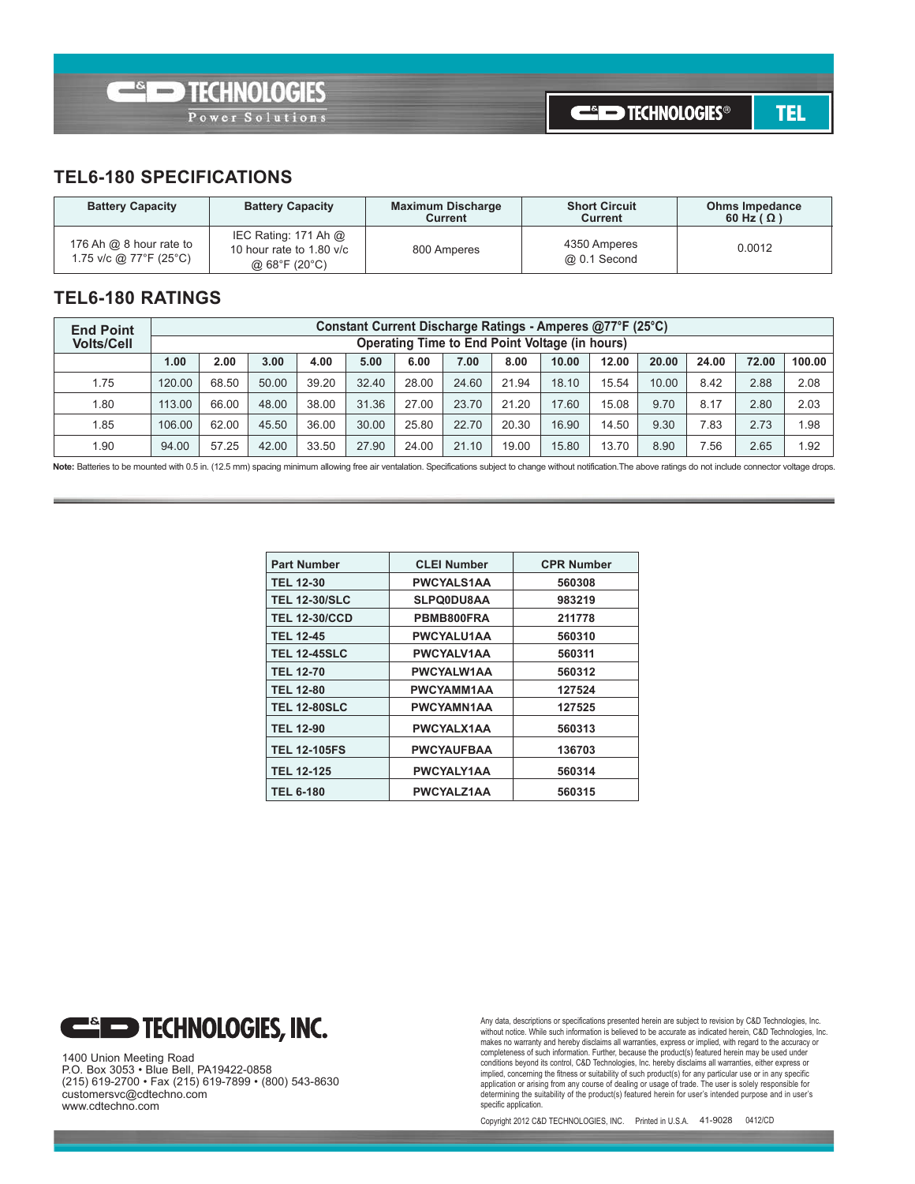## TEL6-180 SPECIFICATIONS

| Battery Capacity | Battery Capacity | Maximum Discharge Current | Short Circuit Current | Ohms Impedance 60 Hz ( Ω ) |
|---|---|---|---|---|
| 176 Ah @ 8 hour rate to 1.75 v/c @ 77°F (25°C) | IEC Rating: 171 Ah @ 10 hour rate to 1.80 v/c @ 68°F (20°C) | 800 Amperes | 4350 Amperes @ 0.1 Second | 0.0012 |

## TEL6-180 RATINGS

| End Point Volts/Cell | Constant Current Discharge Ratings - Amperes @77°F (25°C) Operating Time to End Point Voltage (in hours) | | | | | | | | | | | | | |
|---|---|---|---|---|---|---|---|---|---|---|---|---|---|---|
| | 1.00 | 2.00 | 3.00 | 4.00 | 5.00 | 6.00 | 7.00 | 8.00 | 10.00 | 12.00 | 20.00 | 24.00 | 72.00 | 100.00 |
| 1.75 | 120.00 | 68.50 | 50.00 | 39.20 | 32.40 | 28.00 | 24.60 | 21.94 | 18.10 | 15.54 | 10.00 | 8.42 | 2.88 | 2.08 |
| 1.80 | 113.00 | 66.00 | 48.00 | 38.00 | 31.36 | 27.00 | 23.70 | 21.20 | 17.60 | 15.08 | 9.70 | 8.17 | 2.80 | 2.03 |
| 1.85 | 106.00 | 62.00 | 45.50 | 36.00 | 30.00 | 25.80 | 22.70 | 20.30 | 16.90 | 14.50 | 9.30 | 7.83 | 2.73 | 1.98 |
| 1.90 | 94.00 | 57.25 | 42.00 | 33.50 | 27.90 | 24.00 | 21.10 | 19.00 | 15.80 | 13.70 | 8.90 | 7.56 | 2.65 | 1.92 |

**Note:** Batteries to be mounted with 0.5 in. (12.5 mm) spacing minimum allowing free air ventalation. Specifications subject to change without notification.The above ratings do not include connector voltage drops.

| Part Number | CLEI Number | CPR Number |
|---|---|---|
| TEL 12-30 | PWCYALS1AA | 560308 |
| TEL 12-30/SLC | SLPQ0DU8AA | 983219 |
| TEL 12-30/CCD | PBMB800FRA | 211778 |
| TEL 12-45 | PWCYALU1AA | 560310 |
| TEL 12-45SLC | PWCYALV1AA | 560311 |
| TEL 12-70 | PWCYALW1AA | 560312 |
| TEL 12-80 | PWCYAMM1AA | 127524 |
| TEL 12-80SLC | PWCYAMN1AA | 127525 |
| TEL 12-90 | PWCYALX1AA | 560313 |
| TEL 12-105FS | PWCYAUFBAA | 136703 |
| TEL 12-125 | PWCYALY1AA | 560314 |
| TEL 6-180 | PWCYALZ1AA | 560315 |

C&D TECHNOLOGIES, INC.

1400 Union Meeting Road
P.O. Box 3053 • Blue Bell, PA19422-0858
(215) 619-2700 • Fax (215) 619-7899 • (800) 543-8630
customersvc@cdtechno.com
www.cdtechno.com

Any data, descriptions or specifications presented herein are subject to revision by C&D Technologies, Inc. without notice. While such information is believed to be accurate as indicated herein, C&D Technologies, Inc. makes no warranty and hereby disclaims all warranties, express or implied, with regard to the accuracy or completeness of such information. Further, because the product(s) featured herein may be used under conditions beyond its control, C&D Technologies, Inc. hereby disclaims all warranties, either express or implied, concerning the fitness or suitability of such product(s) for any particular use or in any specific application or arising from any course of dealing or usage of trade. The user is solely responsible for determining the suitability of the product(s) featured herein for user's intended purpose and in user's specific application.

Copyright 2012 C&D TECHNOLOGIES, INC. Printed in U.S.A. 41-9028 0412/CD